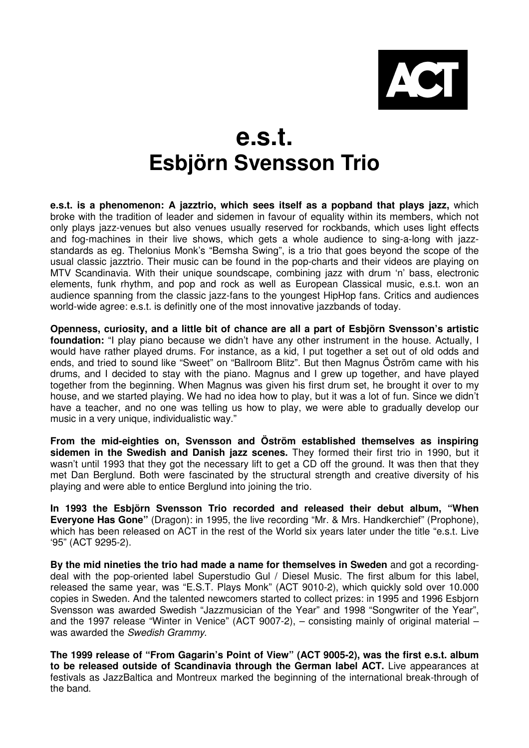# e.s.t.
# Esbjörn Svensson Trio

**e.s.t. is a phenomenon: A jazztrio, which sees itself as a popband that plays jazz,** which broke with the tradition of leader and sidemen in favour of equality within its members, which not only plays jazz-venues but also venues usually reserved for rockbands, which uses light effects and fog-machines in their live shows, which gets a whole audience to sing-a-long with jazz-standards as eg. Thelonius Monk's "Bemsha Swing", is a trio that goes beyond the scope of the usual classic jazztrio. Their music can be found in the pop-charts and their videos are playing on MTV Scandinavia. With their unique soundscape, combining jazz with drum 'n' bass, electronic elements, funk rhythm, and pop and rock as well as European Classical music, e.s.t. won an audience spanning from the classic jazz-fans to the youngest HipHop fans. Critics and audiences world-wide agree: e.s.t. is definitly one of the most innovative jazzbands of today.

**Openness, curiosity, and a little bit of chance are all a part of Esbjörn Svensson's artistic foundation:** "I play piano because we didn't have any other instrument in the house. Actually, I would have rather played drums. For instance, as a kid, I put together a set out of old odds and ends, and tried to sound like "Sweet" on "Ballroom Blitz". But then Magnus Öström came with his drums, and I decided to stay with the piano. Magnus and I grew up together, and have played together from the beginning. When Magnus was given his first drum set, he brought it over to my house, and we started playing. We had no idea how to play, but it was a lot of fun. Since we didn't have a teacher, and no one was telling us how to play, we were able to gradually develop our music in a very unique, individualistic way."

**From the mid-eighties on, Svensson and Öström established themselves as inspiring sidemen in the Swedish and Danish jazz scenes.** They formed their first trio in 1990, but it wasn't until 1993 that they got the necessary lift to get a CD off the ground. It was then that they met Dan Berglund. Both were fascinated by the structural strength and creative diversity of his playing and were able to entice Berglund into joining the trio.

**In 1993 the Esbjörn Svensson Trio recorded and released their debut album, "When Everyone Has Gone"** (Dragon): in 1995, the live recording "Mr. & Mrs. Handkerchief" (Prophone), which has been released on ACT in the rest of the World six years later under the title "e.s.t. Live '95" (ACT 9295-2).

**By the mid nineties the trio had made a name for themselves in Sweden** and got a recording-deal with the pop-oriented label Superstudio Gul / Diesel Music. The first album for this label, released the same year, was "E.S.T. Plays Monk" (ACT 9010-2), which quickly sold over 10.000 copies in Sweden. And the talented newcomers started to collect prizes: in 1995 and 1996 Esbjorn Svensson was awarded Swedish "Jazzmusician of the Year" and 1998 "Songwriter of the Year", and the 1997 release "Winter in Venice" (ACT 9007-2), – consisting mainly of original material – was awarded the *Swedish Grammy*.

**The 1999 release of "From Gagarin's Point of View" (ACT 9005-2), was the first e.s.t. album to be released outside of Scandinavia through the German label ACT.** Live appearances at festivals as JazzBaltica and Montreux marked the beginning of the international break-through of the band.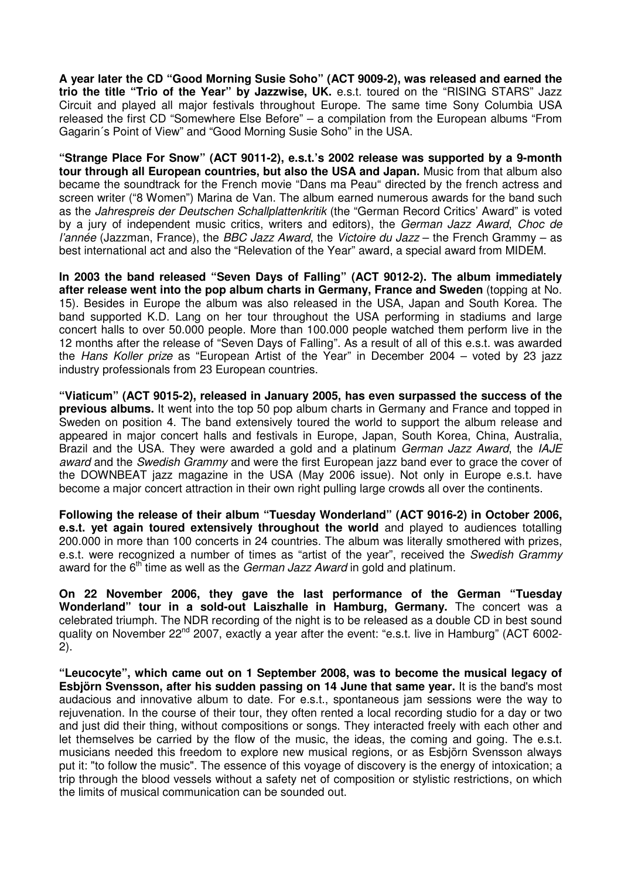**A year later the CD "Good Morning Susie Soho" (ACT 9009-2), was released and earned the trio the title "Trio of the Year" by Jazzwise, UK.** e.s.t. toured on the "RISING STARS" Jazz Circuit and played all major festivals throughout Europe. The same time Sony Columbia USA released the first CD "Somewhere Else Before" – a compilation from the European albums "From Gagarin´s Point of View" and "Good Morning Susie Soho" in the USA.

**"Strange Place For Snow" (ACT 9011-2), e.s.t.'s 2002 release was supported by a 9-month tour through all European countries, but also the USA and Japan.** Music from that album also became the soundtrack for the French movie "Dans ma Peau" directed by the french actress and screen writer ("8 Women") Marina de Van. The album earned numerous awards for the band such as the *Jahrespreis der Deutschen Schallplattenkritik* (the "German Record Critics' Award" is voted by a jury of independent music critics, writers and editors), the *German Jazz Award*, *Choc de l'année* (Jazzman, France), the *BBC Jazz Award*, the *Victoire du Jazz* – the French Grammy – as best international act and also the "Relevation of the Year" award, a special award from MIDEM.

**In 2003 the band released "Seven Days of Falling" (ACT 9012-2). The album immediately after release went into the pop album charts in Germany, France and Sweden** (topping at No. 15). Besides in Europe the album was also released in the USA, Japan and South Korea. The band supported K.D. Lang on her tour throughout the USA performing in stadiums and large concert halls to over 50.000 people. More than 100.000 people watched them perform live in the 12 months after the release of "Seven Days of Falling". As a result of all of this e.s.t. was awarded the *Hans Koller prize* as "European Artist of the Year" in December 2004 – voted by 23 jazz industry professionals from 23 European countries.

**"Viaticum" (ACT 9015-2), released in January 2005, has even surpassed the success of the previous albums.** It went into the top 50 pop album charts in Germany and France and topped in Sweden on position 4. The band extensively toured the world to support the album release and appeared in major concert halls and festivals in Europe, Japan, South Korea, China, Australia, Brazil and the USA. They were awarded a gold and a platinum *German Jazz Award*, the *IAJE award* and the *Swedish Grammy* and were the first European jazz band ever to grace the cover of the DOWNBEAT jazz magazine in the USA (May 2006 issue). Not only in Europe e.s.t. have become a major concert attraction in their own right pulling large crowds all over the continents.

**Following the release of their album "Tuesday Wonderland" (ACT 9016-2) in October 2006, e.s.t. yet again toured extensively throughout the world** and played to audiences totalling 200.000 in more than 100 concerts in 24 countries. The album was literally smothered with prizes, e.s.t. were recognized a number of times as "artist of the year", received the *Swedish Grammy* award for the 6th time as well as the *German Jazz Award* in gold and platinum.

**On 22 November 2006, they gave the last performance of the German "Tuesday Wonderland" tour in a sold-out Laiszhalle in Hamburg, Germany.** The concert was a celebrated triumph. The NDR recording of the night is to be released as a double CD in best sound quality on November 22nd 2007, exactly a year after the event: "e.s.t. live in Hamburg" (ACT 6002-2).

**"Leucocyte", which came out on 1 September 2008, was to become the musical legacy of Esbjörn Svensson, after his sudden passing on 14 June that same year.** It is the band's most audacious and innovative album to date. For e.s.t., spontaneous jam sessions were the way to rejuvenation. In the course of their tour, they often rented a local recording studio for a day or two and just did their thing, without compositions or songs. They interacted freely with each other and let themselves be carried by the flow of the music, the ideas, the coming and going. The e.s.t. musicians needed this freedom to explore new musical regions, or as Esbjörn Svensson always put it: "to follow the music". The essence of this voyage of discovery is the energy of intoxication; a trip through the blood vessels without a safety net of composition or stylistic restrictions, on which the limits of musical communication can be sounded out.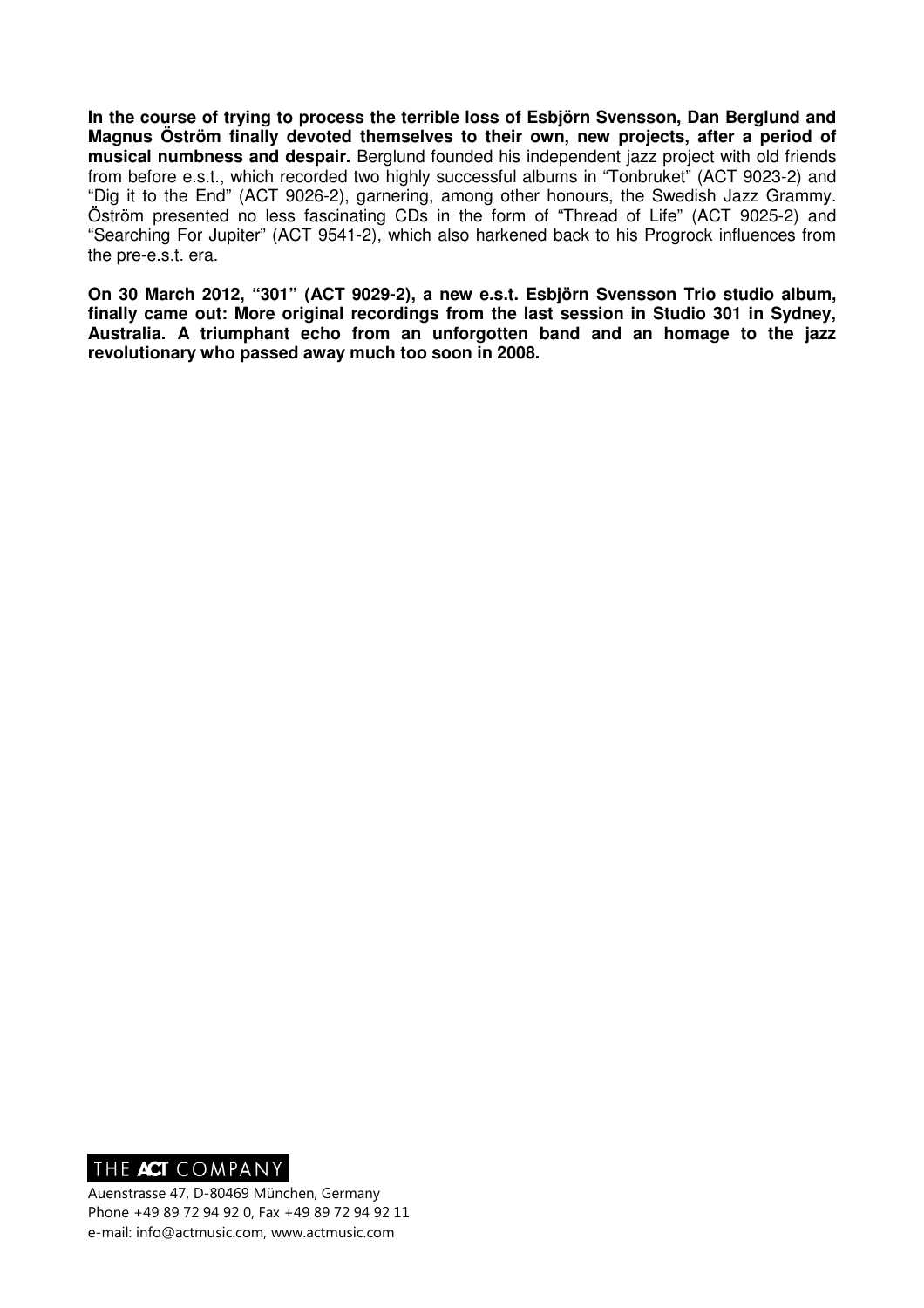**In the course of trying to process the terrible loss of Esbjörn Svensson, Dan Berglund and Magnus Öström finally devoted themselves to their own, new projects, after a period of musical numbness and despair.** Berglund founded his independent jazz project with old friends from before e.s.t., which recorded two highly successful albums in "Tonbruket" (ACT 9023-2) and "Dig it to the End" (ACT 9026-2), garnering, among other honours, the Swedish Jazz Grammy. Öström presented no less fascinating CDs in the form of "Thread of Life" (ACT 9025-2) and "Searching For Jupiter" (ACT 9541-2), which also harkened back to his Progrock influences from the pre-e.s.t. era.

**On 30 March 2012, "301" (ACT 9029-2), a new e.s.t. Esbjörn Svensson Trio studio album, finally came out: More original recordings from the last session in Studio 301 in Sydney, Australia. A triumphant echo from an unforgotten band and an homage to the jazz revolutionary who passed away much too soon in 2008.**

THE ACT COMPANY

Auenstrasse 47, D-80469 München, Germany
Phone +49 89 72 94 92 0, Fax +49 89 72 94 92 11
e-mail: info@actmusic.com, www.actmusic.com